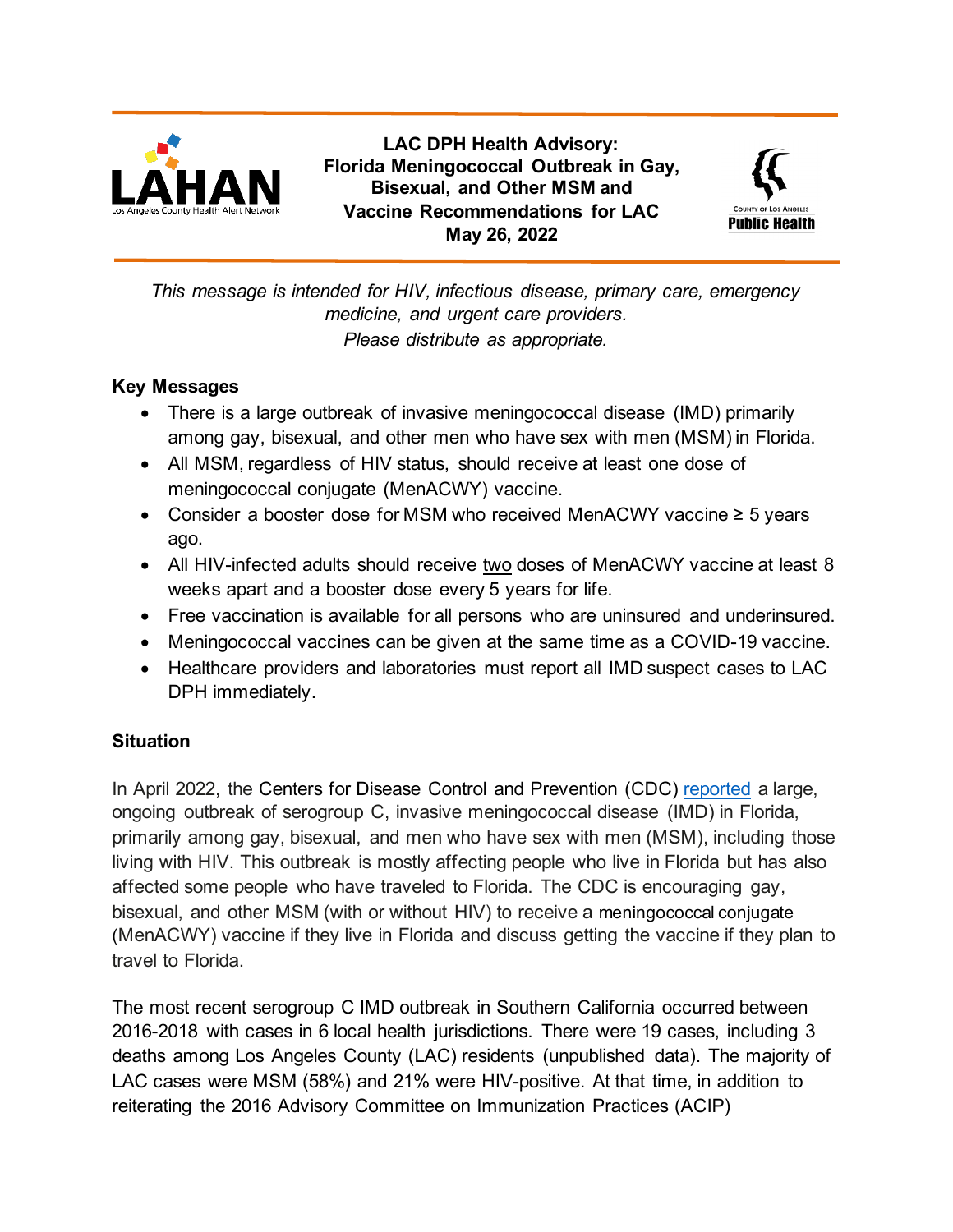LAHAN
Los Angeles County Health Alert Network

# LAC DPH Health Advisory: Florida Meningococcal Outbreak in Gay, Bisexual, and Other MSM and Vaccine Recommendations for LAC

**May 26, 2022**

County of Los Angeles
Public Health

*This message is intended for HIV, infectious disease, primary care, emergency medicine, and urgent care providers.*
*Please distribute as appropriate.*

## Key Messages

- There is a large outbreak of invasive meningococcal disease (IMD) primarily among gay, bisexual, and other men who have sex with men (MSM) in Florida.
- All MSM, regardless of HIV status, should receive at least one dose of meningococcal conjugate (MenACWY) vaccine.
- Consider a booster dose for MSM who received MenACWY vaccine ≥ 5 years ago.
- All HIV-infected adults should receive two doses of MenACWY vaccine at least 8 weeks apart and a booster dose every 5 years for life.
- Free vaccination is available for all persons who are uninsured and underinsured.
- Meningococcal vaccines can be given at the same time as a COVID-19 vaccine.
- Healthcare providers and laboratories must report all IMD suspect cases to LAC DPH immediately.

## Situation

In April 2022, the Centers for Disease Control and Prevention (CDC) reported a large, ongoing outbreak of serogroup C, invasive meningococcal disease (IMD) in Florida, primarily among gay, bisexual, and men who have sex with men (MSM), including those living with HIV. This outbreak is mostly affecting people who live in Florida but has also affected some people who have traveled to Florida. The CDC is encouraging gay, bisexual, and other MSM (with or without HIV) to receive a meningococcal conjugate (MenACWY) vaccine if they live in Florida and discuss getting the vaccine if they plan to travel to Florida.

The most recent serogroup C IMD outbreak in Southern California occurred between 2016-2018 with cases in 6 local health jurisdictions. There were 19 cases, including 3 deaths among Los Angeles County (LAC) residents (unpublished data). The majority of LAC cases were MSM (58%) and 21% were HIV-positive. At that time, in addition to reiterating the 2016 Advisory Committee on Immunization Practices (ACIP)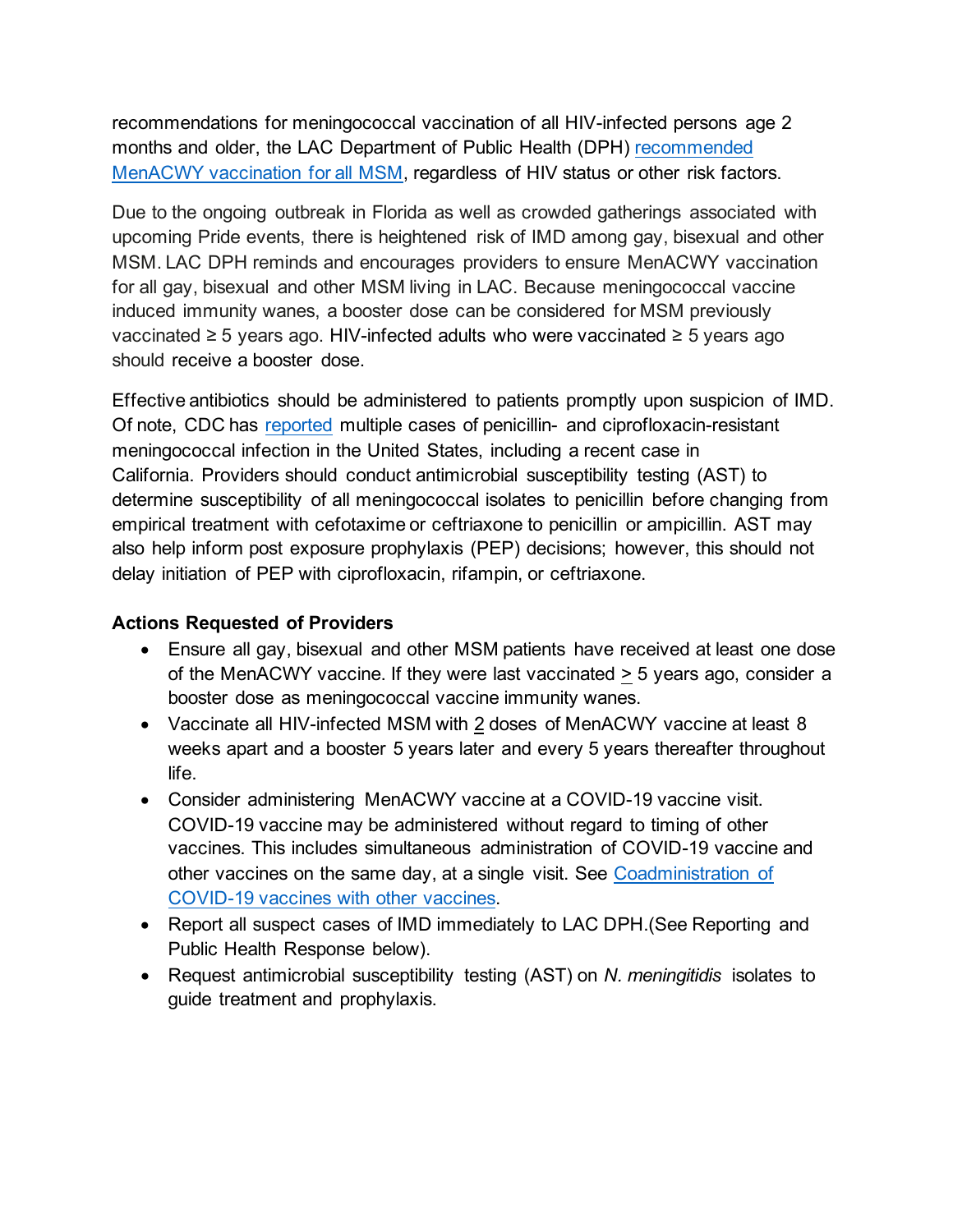recommendations for meningococcal vaccination of all HIV-infected persons age 2 months and older, the LAC Department of Public Health (DPH) recommended MenACWY vaccination for all MSM, regardless of HIV status or other risk factors.

Due to the ongoing outbreak in Florida as well as crowded gatherings associated with upcoming Pride events, there is heightened risk of IMD among gay, bisexual and other MSM. LAC DPH reminds and encourages providers to ensure MenACWY vaccination for all gay, bisexual and other MSM living in LAC. Because meningococcal vaccine induced immunity wanes, a booster dose can be considered for MSM previously vaccinated ≥ 5 years ago. HIV-infected adults who were vaccinated ≥ 5 years ago should receive a booster dose.

Effective antibiotics should be administered to patients promptly upon suspicion of IMD. Of note, CDC has reported multiple cases of penicillin- and ciprofloxacin-resistant meningococcal infection in the United States, including a recent case in California. Providers should conduct antimicrobial susceptibility testing (AST) to determine susceptibility of all meningococcal isolates to penicillin before changing from empirical treatment with cefotaxime or ceftriaxone to penicillin or ampicillin. AST may also help inform post exposure prophylaxis (PEP) decisions; however, this should not delay initiation of PEP with ciprofloxacin, rifampin, or ceftriaxone.

**Actions Requested of Providers**

- Ensure all gay, bisexual and other MSM patients have received at least one dose of the MenACWY vaccine. If they were last vaccinated ≥ 5 years ago, consider a booster dose as meningococcal vaccine immunity wanes.
- Vaccinate all HIV-infected MSM with 2 doses of MenACWY vaccine at least 8 weeks apart and a booster 5 years later and every 5 years thereafter throughout life.
- Consider administering MenACWY vaccine at a COVID-19 vaccine visit. COVID-19 vaccine may be administered without regard to timing of other vaccines. This includes simultaneous administration of COVID-19 vaccine and other vaccines on the same day, at a single visit. See Coadministration of COVID-19 vaccines with other vaccines.
- Report all suspect cases of IMD immediately to LAC DPH. (See Reporting and Public Health Response below).
- Request antimicrobial susceptibility testing (AST) on *N. meningitidis* isolates to guide treatment and prophylaxis.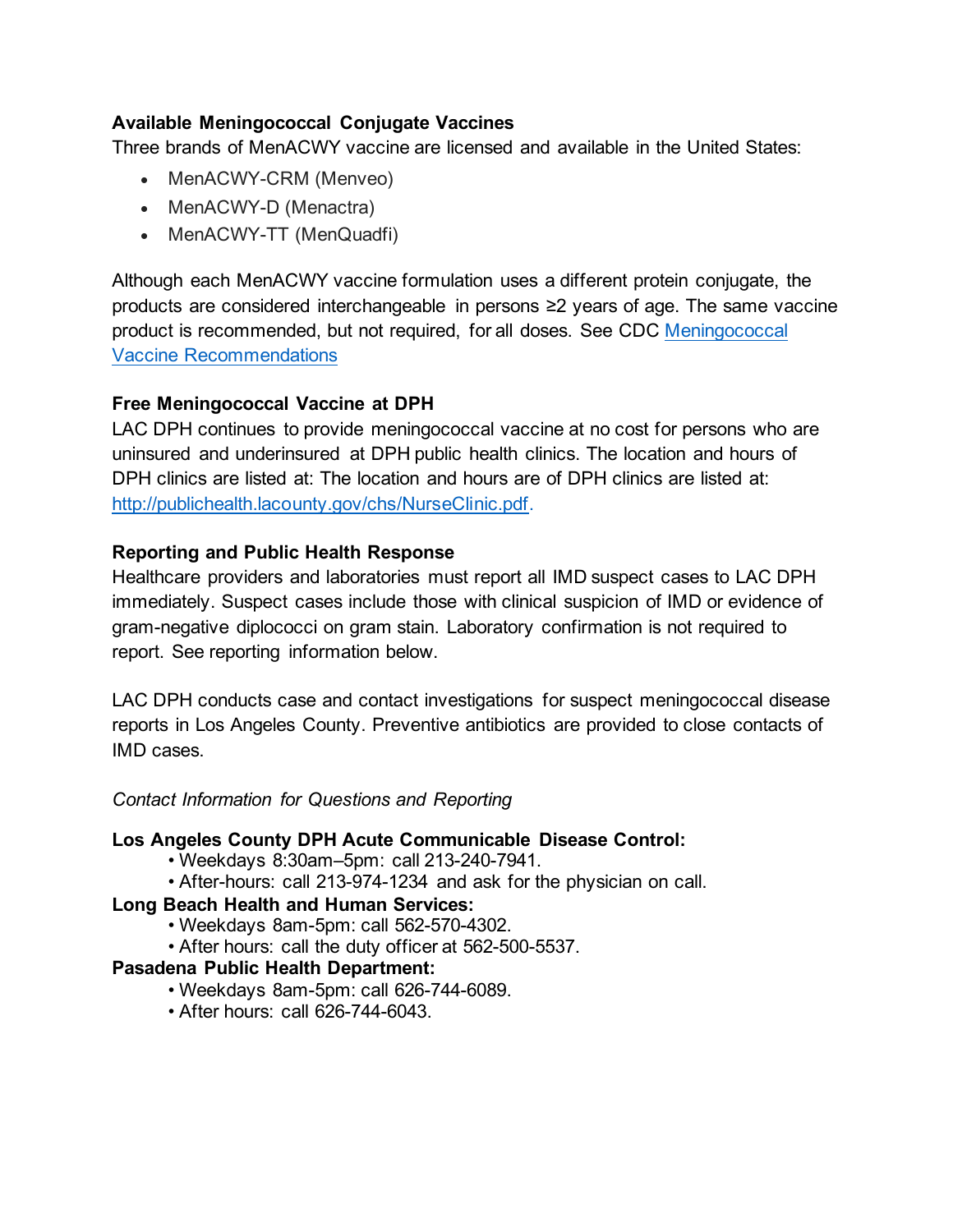**Available Meningococcal Conjugate Vaccines**

Three brands of MenACWY vaccine are licensed and available in the United States:

- MenACWY-CRM (Menveo)
- MenACWY-D (Menactra)
- MenACWY-TT (MenQuadfi)

Although each MenACWY vaccine formulation uses a different protein conjugate, the products are considered interchangeable in persons ≥2 years of age. The same vaccine product is recommended, but not required, for all doses. See CDC [Meningococcal Vaccine Recommendations]

**Free Meningococcal Vaccine at DPH**

LAC DPH continues to provide meningococcal vaccine at no cost for persons who are uninsured and underinsured at DPH public health clinics. The location and hours of DPH clinics are listed at: The location and hours are of DPH clinics are listed at: http://publichealth.lacounty.gov/chs/NurseClinic.pdf.

**Reporting and Public Health Response**

Healthcare providers and laboratories must report all IMD suspect cases to LAC DPH immediately. Suspect cases include those with clinical suspicion of IMD or evidence of gram-negative diplococci on gram stain. Laboratory confirmation is not required to report. See reporting information below.

LAC DPH conducts case and contact investigations for suspect meningococcal disease reports in Los Angeles County. Preventive antibiotics are provided to close contacts of IMD cases.

*Contact Information for Questions and Reporting*

**Los Angeles County DPH Acute Communicable Disease Control:**

- Weekdays 8:30am–5pm: call 213-240-7941.
- After-hours: call 213-974-1234 and ask for the physician on call.

**Long Beach Health and Human Services:**

- Weekdays 8am-5pm: call 562-570-4302.
- After hours: call the duty officer at 562-500-5537.

**Pasadena Public Health Department:**

- Weekdays 8am-5pm: call 626-744-6089.
- After hours: call 626-744-6043.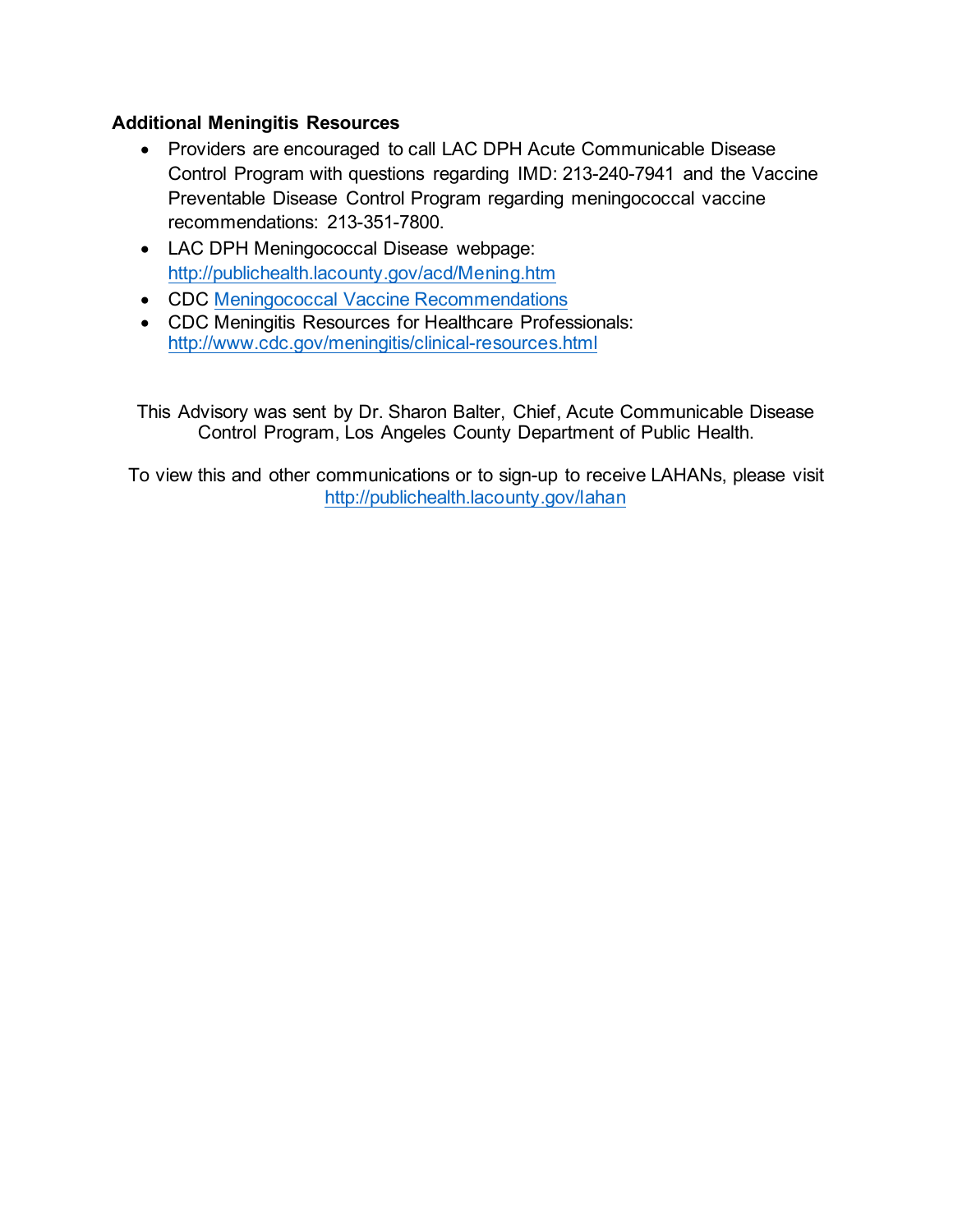**Additional Meningitis Resources**

- Providers are encouraged to call LAC DPH Acute Communicable Disease Control Program with questions regarding IMD: 213-240-7941 and the Vaccine Preventable Disease Control Program regarding meningococcal vaccine recommendations: 213-351-7800.
- LAC DPH Meningococcal Disease webpage: http://publichealth.lacounty.gov/acd/Mening.htm
- CDC Meningococcal Vaccine Recommendations
- CDC Meningitis Resources for Healthcare Professionals: http://www.cdc.gov/meningitis/clinical-resources.html

This Advisory was sent by Dr. Sharon Balter, Chief, Acute Communicable Disease Control Program, Los Angeles County Department of Public Health.

To view this and other communications or to sign-up to receive LAHANs, please visit http://publichealth.lacounty.gov/lahan